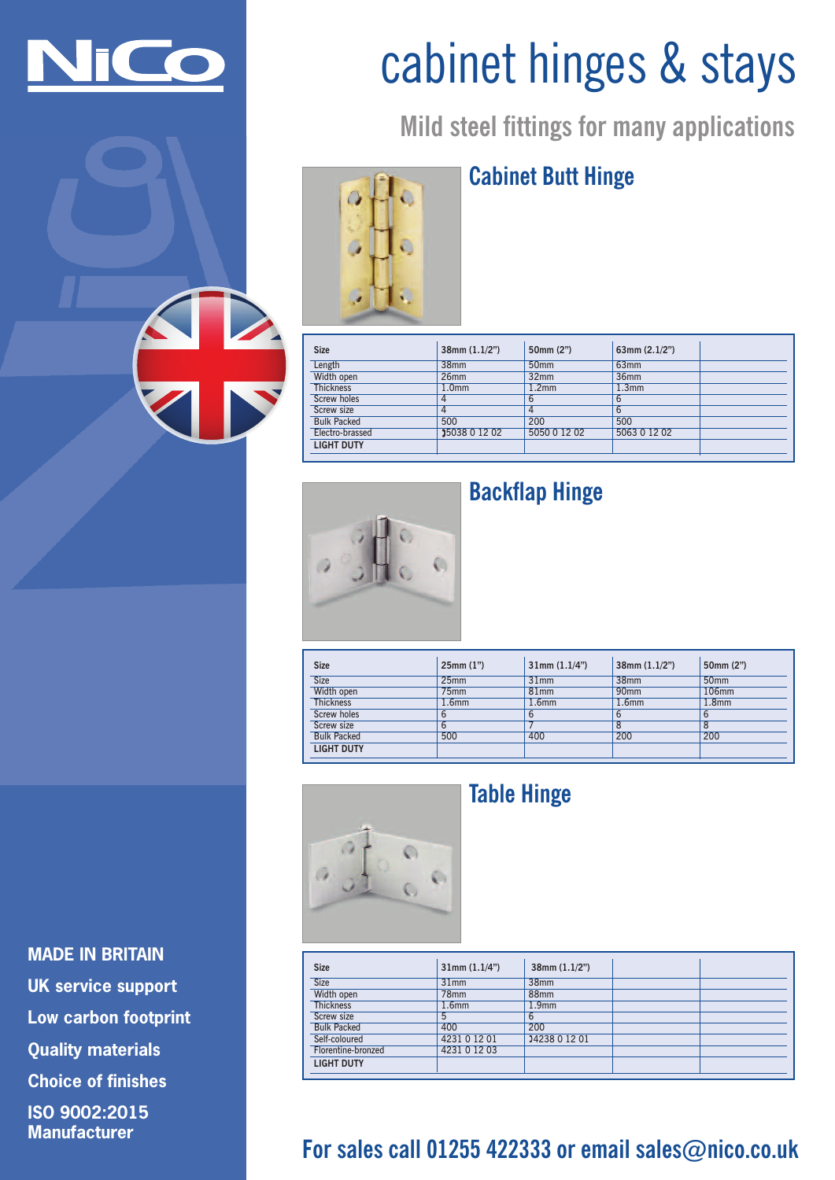NiCo

# cabinet hinges & stays

## Mild steel fittings for many applications

### Cabinet Butt Hinge

| Size | 38mm (1.1/2") | 50mm (2") | 63mm (2.1/2") | |
|---|---|---|---|---|
| Length | 38mm | 50mm | 63mm | |
| Width open | 26mm | 32mm | 36mm | |
| Thickness | 1.0mm | 1.2mm | 1.3mm | |
| Screw holes | 4 | 6 | 6 | |
| Screw size | 4 | 4 | 6 | |
| Bulk Packed | 500 | 200 | 500 | |
| Electro-brassed | 5038 0 12 02 | 5050 0 12 02 | 5063 0 12 02 | |
| LIGHT DUTY | | | | |

### Backflap Hinge

| Size | 25mm (1") | 31mm (1.1/4") | 38mm (1.1/2") | 50mm (2") |
|---|---|---|---|---|
| Size | 25mm | 31mm | 38mm | 50mm |
| Width open | 75mm | 81mm | 90mm | 106mm |
| Thickness | 1.6mm | 1.6mm | 1.6mm | 1.8mm |
| Screw holes | 6 | 6 | 6 | 6 |
| Screw size | 6 | 7 | 8 | 8 |
| Bulk Packed | 500 | 400 | 200 | 200 |
| LIGHT DUTY | | | | |

### Table Hinge

| Size | 31mm (1.1/4") | 38mm (1.1/2") | | |
|---|---|---|---|---|
| Size | 31mm | 38mm | | |
| Width open | 78mm | 88mm | | |
| Thickness | 1.6mm | 1.9mm | | |
| Screw size | 5 | 6 | | |
| Bulk Packed | 400 | 200 | | |
| Self-coloured | 4231 0 12 01 | 4238 0 12 01 | | |
| Florentine-bronzed | 4231 0 12 03 | | | |
| LIGHT DUTY | | | | |

**MADE IN BRITAIN**

**UK service support**

**Low carbon footprint**

**Quality materials**

**Choice of finishes**

**ISO 9002:2015 Manufacturer**

**For sales call 01255 422333 or email sales@nico.co.uk**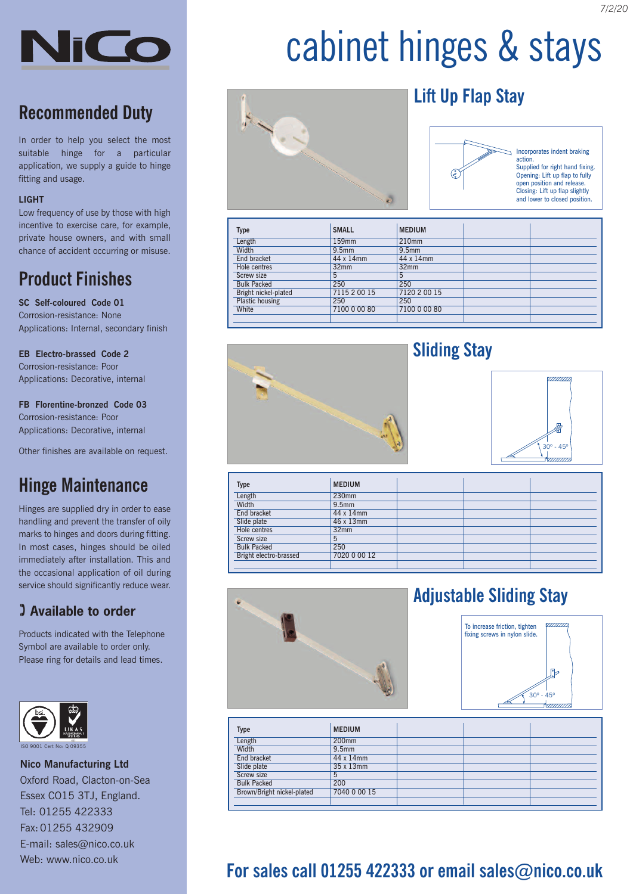# cabinet hinges & stays

## Recommended Duty

In order to help you select the most suitable hinge for a particular application, we supply a guide to hinge fitting and usage.

**LIGHT**

Low frequency of use by those with high incentive to exercise care, for example, private house owners, and with small chance of accident occurring or misuse.

## Product Finishes

**SC Self-coloured Code 01**
Corrosion-resistance: None
Applications: Internal, secondary finish

**EB Electro-brassed Code 2**
Corrosion-resistance: Poor
Applications: Decorative, internal

**FB Florentine-bronzed Code 03**
Corrosion-resistance: Poor
Applications: Decorative, internal

Other finishes are available on request.

## Hinge Maintenance

Hinges are supplied dry in order to ease handling and prevent the transfer of oily marks to hinges and doors during fitting. In most cases, hinges should be oiled immediately after installation. This and the occasional application of oil during service should significantly reduce wear.

## Available to order

Products indicated with the Telephone Symbol are available to order only. Please ring for details and lead times.

ISO 9001 Cert No: Q 09355

**Nico Manufacturing Ltd**
Oxford Road, Clacton-on-Sea
Essex CO15 3TJ, England.
Tel: 01255 422333
Fax: 01255 432909
E-mail: sales@nico.co.uk
Web: www.nico.co.uk

## Lift Up Flap Stay

Incorporates indent braking action.
Supplied for right hand fixing.
Opening: Lift up flap to fully open position and release.
Closing: Lift up flap slightly and lower to closed position.

| Type | SMALL | MEDIUM | | |
|---|---|---|---|---|
| Length | 159mm | 210mm | | |
| Width | 9.5mm | 9.5mm | | |
| End bracket | 44 x 14mm | 44 x 14mm | | |
| Hole centres | 32mm | 32mm | | |
| Screw size | 5 | 5 | | |
| Bulk Packed | 250 | 250 | | |
| Bright nickel-plated | 7115 2 00 15 | 7120 2 00 15 | | |
| Plastic housing | 250 | 250 | | |
| White | 7100 0 00 80 | 7100 0 00 80 | | |

## Sliding Stay

30° - 45°

| Type | MEDIUM | | | |
|---|---|---|---|---|
| Length | 230mm | | | |
| Width | 9.5mm | | | |
| End bracket | 44 x 14mm | | | |
| Slide plate | 46 x 13mm | | | |
| Hole centres | 32mm | | | |
| Screw size | 5 | | | |
| Bulk Packed | 250 | | | |
| Bright electro-brassed | 7020 0 00 12 | | | |

## Adjustable Sliding Stay

To increase friction, tighten fixing screws in nylon slide.

30° - 45°

| Type | MEDIUM | | | |
|---|---|---|---|---|
| Length | 200mm | | | |
| Width | 9.5mm | | | |
| End bracket | 44 x 14mm | | | |
| Slide plate | 35 x 13mm | | | |
| Screw size | 5 | | | |
| Bulk Packed | 200 | | | |
| Brown/Bright nickel-plated | 7040 0 00 15 | | | |

**For sales call 01255 422333 or email sales@nico.co.uk**